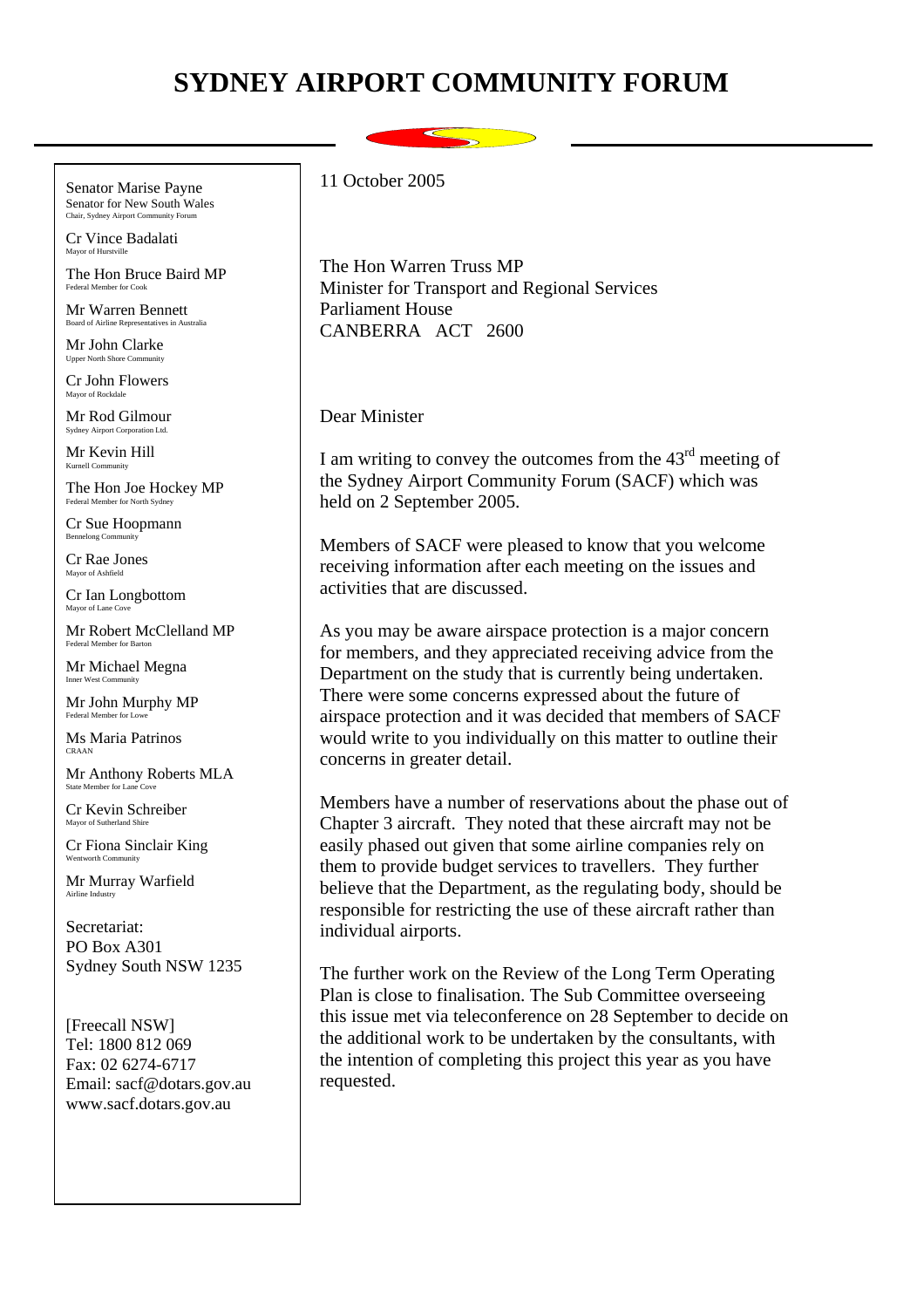# SYDNEY AIRPORT COMMUNITY FORUM

Senator Marise Payne
Senator for New South Wales
Chair, Sydney Airport Community Forum

Cr Vince Badalati
Mayor of Hurstville

The Hon Bruce Baird MP
Federal Member for Cook

Mr Warren Bennett
Board of Airline Representatives in Australia

Mr John Clarke
Upper North Shore Community

Cr John Flowers
Mayor of Rockdale

Mr Rod Gilmour
Sydney Airport Corporation Ltd.

Mr Kevin Hill
Kurnell Community

The Hon Joe Hockey MP
Federal Member for North Sydney

Cr Sue Hoopmann
Bennelong Community

Cr Rae Jones
Mayor of Ashfield

Cr Ian Longbottom
Mayor of Lane Cove

Mr Robert McClelland MP
Federal Member for Barton

Mr Michael Megna
Inner West Community

Mr John Murphy MP
Federal Member for Lowe

Ms Maria Patrinos
CRAAN

Mr Anthony Roberts MLA
State Member for Lane Cove

Cr Kevin Schreiber
Mayor of Sutherland Shire

Cr Fiona Sinclair King
Wentworth Community

Mr Murray Warfield
Airline Industry

Secretariat:
PO Box A301
Sydney South NSW 1235

[Freecall NSW]
Tel: 1800 812 069
Fax: 02 6274-6717
Email: sacf@dotars.gov.au
www.sacf.dotars.gov.au

---

11 October 2005

The Hon Warren Truss MP
Minister for Transport and Regional Services
Parliament House
CANBERRA ACT 2600

Dear Minister

I am writing to convey the outcomes from the 43rd meeting of the Sydney Airport Community Forum (SACF) which was held on 2 September 2005.

Members of SACF were pleased to know that you welcome receiving information after each meeting on the issues and activities that are discussed.

As you may be aware airspace protection is a major concern for members, and they appreciated receiving advice from the Department on the study that is currently being undertaken. There were some concerns expressed about the future of airspace protection and it was decided that members of SACF would write to you individually on this matter to outline their concerns in greater detail.

Members have a number of reservations about the phase out of Chapter 3 aircraft. They noted that these aircraft may not be easily phased out given that some airline companies rely on them to provide budget services to travellers. They further believe that the Department, as the regulating body, should be responsible for restricting the use of these aircraft rather than individual airports.

The further work on the Review of the Long Term Operating Plan is close to finalisation. The Sub Committee overseeing this issue met via teleconference on 28 September to decide on the additional work to be undertaken by the consultants, with the intention of completing this project this year as you have requested.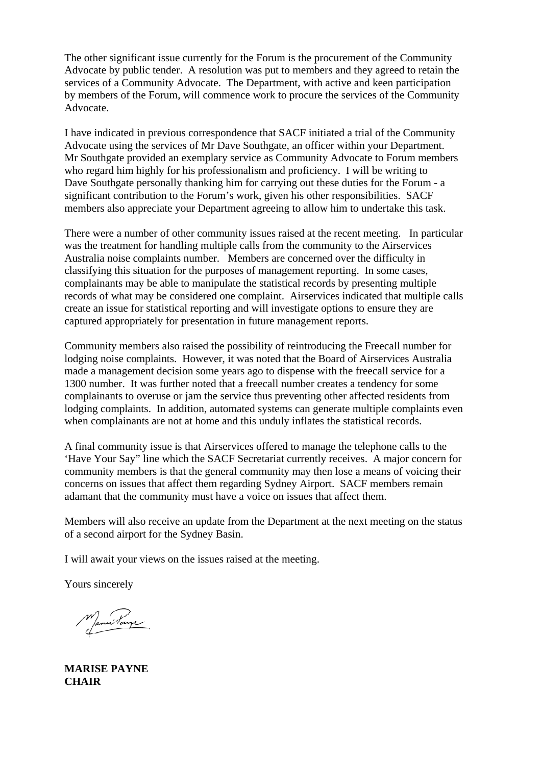The other significant issue currently for the Forum is the procurement of the Community Advocate by public tender. A resolution was put to members and they agreed to retain the services of a Community Advocate. The Department, with active and keen participation by members of the Forum, will commence work to procure the services of the Community Advocate.

I have indicated in previous correspondence that SACF initiated a trial of the Community Advocate using the services of Mr Dave Southgate, an officer within your Department. Mr Southgate provided an exemplary service as Community Advocate to Forum members who regard him highly for his professionalism and proficiency. I will be writing to Dave Southgate personally thanking him for carrying out these duties for the Forum - a significant contribution to the Forum's work, given his other responsibilities. SACF members also appreciate your Department agreeing to allow him to undertake this task.

There were a number of other community issues raised at the recent meeting. In particular was the treatment for handling multiple calls from the community to the Airservices Australia noise complaints number. Members are concerned over the difficulty in classifying this situation for the purposes of management reporting. In some cases, complainants may be able to manipulate the statistical records by presenting multiple records of what may be considered one complaint. Airservices indicated that multiple calls create an issue for statistical reporting and will investigate options to ensure they are captured appropriately for presentation in future management reports.

Community members also raised the possibility of reintroducing the Freecall number for lodging noise complaints. However, it was noted that the Board of Airservices Australia made a management decision some years ago to dispense with the freecall service for a 1300 number. It was further noted that a freecall number creates a tendency for some complainants to overuse or jam the service thus preventing other affected residents from lodging complaints. In addition, automated systems can generate multiple complaints even when complainants are not at home and this unduly inflates the statistical records.

A final community issue is that Airservices offered to manage the telephone calls to the 'Have Your Say" line which the SACF Secretariat currently receives. A major concern for community members is that the general community may then lose a means of voicing their concerns on issues that affect them regarding Sydney Airport. SACF members remain adamant that the community must have a voice on issues that affect them.

Members will also receive an update from the Department at the next meeting on the status of a second airport for the Sydney Basin.

I will await your views on the issues raised at the meeting.

Yours sincerely

**MARISE PAYNE**
**CHAIR**